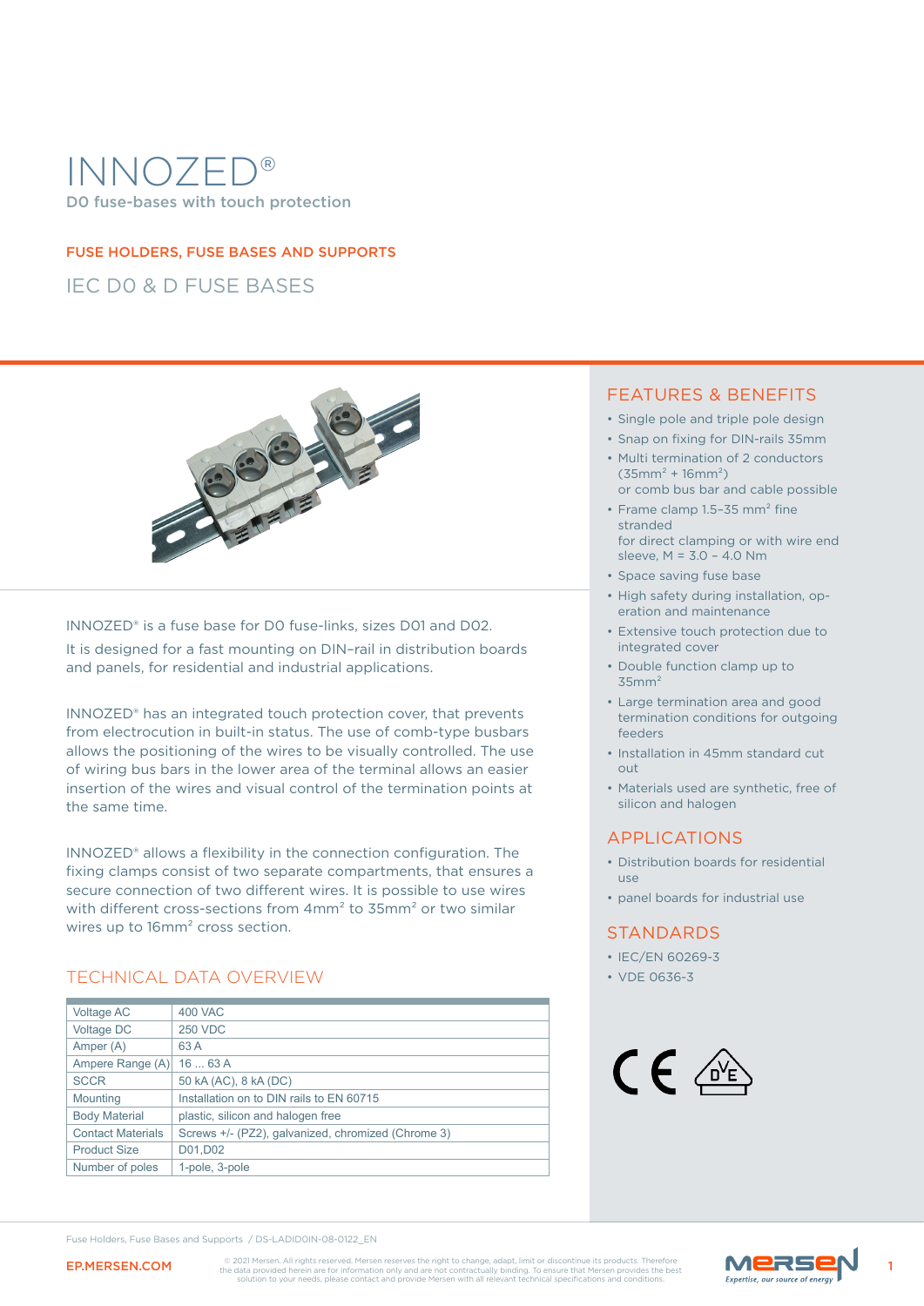# INNOZED®

DO fuse-bases with touch protection

## FUSE HOLDERS, FUSE BASES AND SUPPORTS

## IEC DO & D FUSE BASES

INNOZED® is a fuse base for DO fuse-links, sizes D01 and D02.

It is designed for a fast mounting on DIN–rail in distribution boards and panels, for residential and industrial applications.

INNOZED® has an integrated touch protection cover, that prevents from electrocution in built-in status. The use of comb-type busbars allows the positioning of the wires to be visually controlled. The use of wiring bus bars in the lower area of the terminal allows an easier insertion of the wires and visual control of the termination points at the same time.

INNOZED® allows a flexibility in the connection configuration. The fixing clamps consist of two separate compartments, that ensures a secure connection of two different wires. It is possible to use wires with different cross-sections from 4mm² to 35mm² or two similar wires up to 16mm² cross section.

## TECHNICAL DATA OVERVIEW

| | |
|---|---|
| Voltage AC | 400 VAC |
| Voltage DC | 250 VDC |
| Amper (A) | 63 A |
| Ampere Range (A) | 16 ... 63 A |
| SCCR | 50 kA (AC), 8 kA (DC) |
| Mounting | Installation on to DIN rails to EN 60715 |
| Body Material | plastic, silicon and halogen free |
| Contact Materials | Screws +/- (PZ2), galvanized, chromized (Chrome 3) |
| Product Size | D01,D02 |
| Number of poles | 1-pole, 3-pole |

## FEATURES & BENEFITS

- Single pole and triple pole design
- Snap on fixing for DIN-rails 35mm
- Multi termination of 2 conductors (35mm² + 16mm²) or comb bus bar and cable possible
- Frame clamp 1.5–35 mm² fine stranded for direct clamping or with wire end sleeve, M = 3.0 – 4.0 Nm
- Space saving fuse base
- High safety during installation, operation and maintenance
- Extensive touch protection due to integrated cover
- Double function clamp up to 35mm²
- Large termination area and good termination conditions for outgoing feeders
- Installation in 45mm standard cut out
- Materials used are synthetic, free of silicon and halogen

## APPLICATIONS

- Distribution boards for residential use
- panel boards for industrial use

## STANDARDS

- IEC/EN 60269-3
- VDE 0636-3

Fuse Holders, Fuse Bases and Supports / DS-LADIDOIN-08-0122_EN

EP.MERSEN.COM

© 2021 Mersen. All rights reserved. Mersen reserves the right to change, adapt, limit or discontinue its products. Therefore the data provided herein are for information only and are not contractually binding. To ensure that Mersen provides the best solution to your needs, please contact and provide Mersen with all relevant technical specifications and conditions.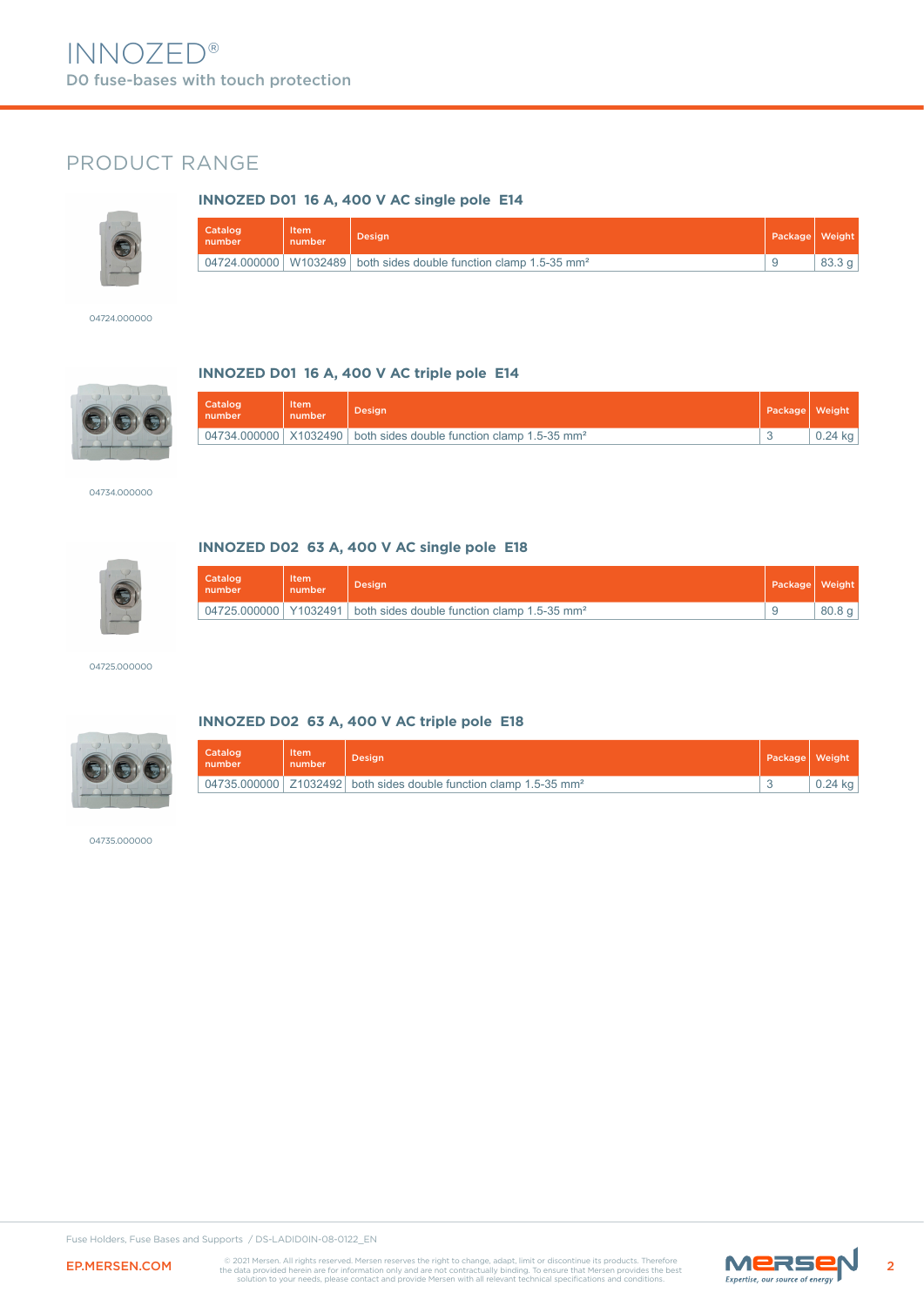# INNOZED®

D0 fuse-bases with touch protection

## PRODUCT RANGE

04724.000000

### INNOZED D01 16 A, 400 V AC single pole E14

| Catalog number | Item number | Design | Package | Weight |
|---|---|---|---|---|
| 04724.000000 | W1032489 | both sides double function clamp 1.5-35 mm² | 9 | 83.3 g |

04734.000000

### INNOZED D01 16 A, 400 V AC triple pole E14

| Catalog number | Item number | Design | Package | Weight |
|---|---|---|---|---|
| 04734.000000 | X1032490 | both sides double function clamp 1.5-35 mm² | 3 | 0.24 kg |

04725.000000

### INNOZED D02 63 A, 400 V AC single pole E18

| Catalog number | Item number | Design | Package | Weight |
|---|---|---|---|---|
| 04725.000000 | Y1032491 | both sides double function clamp 1.5-35 mm² | 9 | 80.8 g |

04735.000000

### INNOZED D02 63 A, 400 V AC triple pole E18

| Catalog number | Item number | Design | Package | Weight |
|---|---|---|---|---|
| 04735.000000 | Z1032492 | both sides double function clamp 1.5-35 mm² | 3 | 0.24 kg |

Fuse Holders, Fuse Bases and Supports / DS-LADIDOIN-08-0122_EN

EP.MERSEN.COM

© 2021 Mersen. All rights reserved. Mersen reserves the right to change, adapt, limit or discontinue its products. Therefore the data provided herein are for information only and are not contractually binding. To ensure that Mersen provides the best solution to your needs, please contact and provide Mersen with all relevant technical specifications and conditions.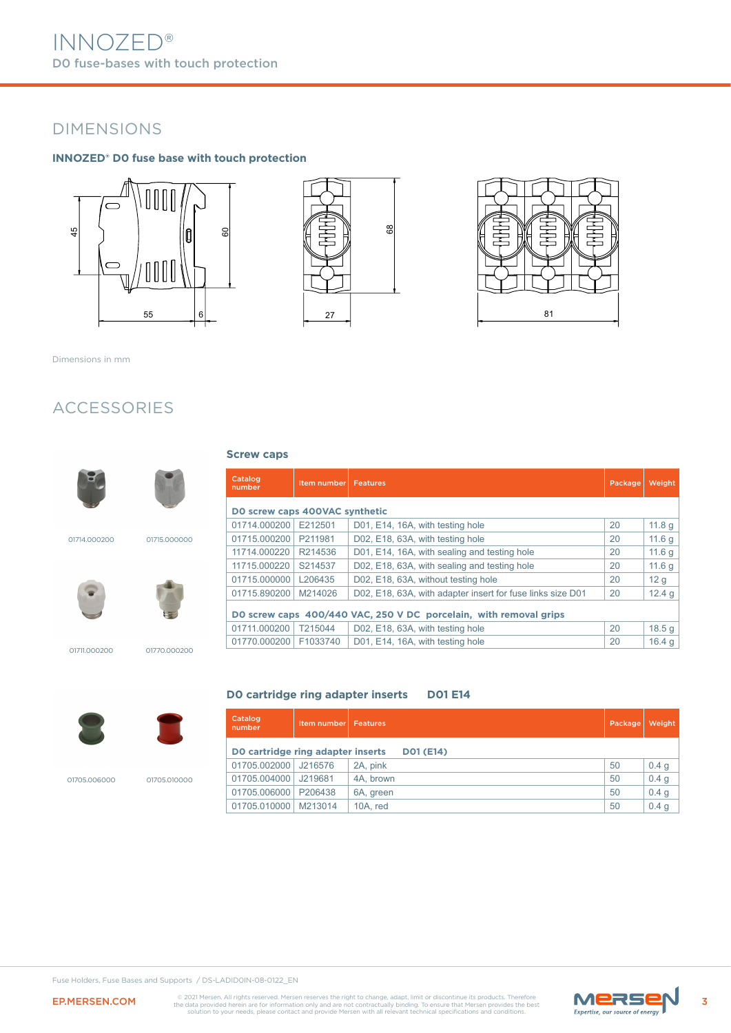# INNOZED®

DO fuse-bases with touch protection

## DIMENSIONS

### INNOZED® D0 fuse base with touch protection

45 60 55 6 68 27 81

Dimensions in mm

## ACCESSORIES

01714.000200 01715.000000

01711.000200 01770.000200

### Screw caps

| Catalog number | Item number | Features | Package | Weight |
|---|---|---|---|---|
| **D0 screw caps 400VAC synthetic** | | | | |
| 01714.000200 | E212501 | D01, E14, 16A, with testing hole | 20 | 11.8 g |
| 01715.000200 | P211981 | D02, E18, 63A, with testing hole | 20 | 11.6 g |
| 11714.000220 | R214536 | D01, E14, 16A, with sealing and testing hole | 20 | 11.6 g |
| 11715.000220 | S214537 | D02, E18, 63A, with sealing and testing hole | 20 | 11.6 g |
| 01715.000000 | L206435 | D02, E18, 63A, without testing hole | 20 | 12 g |
| 01715.890200 | M214026 | D02, E18, 63A, with adapter insert for fuse links size D01 | 20 | 12.4 g |
| **D0 screw caps 400/440 VAC, 250 V DC porcelain, with removal grips** | | | | |
| 01711.000200 | T215044 | D02, E18, 63A, with testing hole | 20 | 18.5 g |
| 01770.000200 | F1033740 | D01, E14, 16A, with testing hole | 20 | 16.4 g |

01705.006000 01705.010000

### D0 cartridge ring adapter inserts D01 E14

| Catalog number | Item number | Features | Package | Weight |
|---|---|---|---|---|
| **D0 cartridge ring adapter inserts D01 (E14)** | | | | |
| 01705.002000 | J216576 | 2A, pink | 50 | 0.4 g |
| 01705.004000 | J219681 | 4A, brown | 50 | 0.4 g |
| 01705.006000 | P206438 | 6A, green | 50 | 0.4 g |
| 01705.010000 | M213014 | 10A, red | 50 | 0.4 g |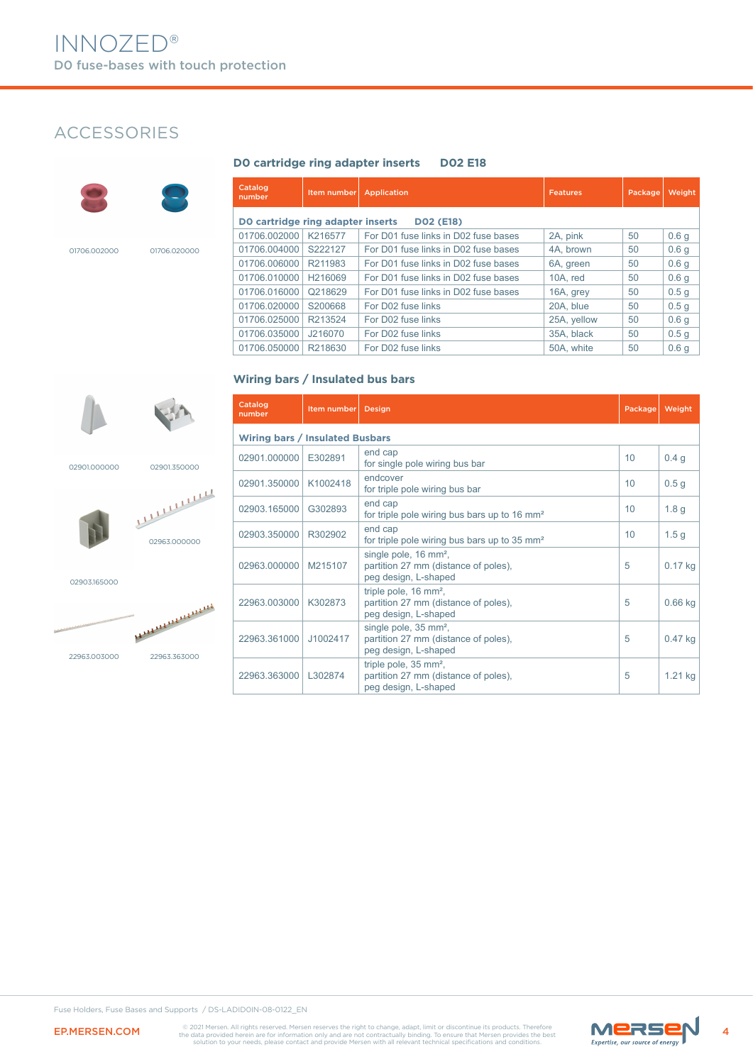# INNOZED®

DO fuse-bases with touch protection

## ACCESSORIES

01706.002000 01706.020000

### DO cartridge ring adapter inserts D02 E18

| Catalog number | Item number | Application | Features | Package | Weight |
|---|---|---|---|---|---|
| **DO cartridge ring adapter inserts D02 (E18)** | | | | | |
| 01706.002000 | K216577 | For D01 fuse links in D02 fuse bases | 2A, pink | 50 | 0.6 g |
| 01706.004000 | S222127 | For D01 fuse links in D02 fuse bases | 4A, brown | 50 | 0.6 g |
| 01706.006000 | R211983 | For D01 fuse links in D02 fuse bases | 6A, green | 50 | 0.6 g |
| 01706.010000 | H216069 | For D01 fuse links in D02 fuse bases | 10A, red | 50 | 0.6 g |
| 01706.016000 | Q218629 | For D01 fuse links in D02 fuse bases | 16A, grey | 50 | 0.5 g |
| 01706.020000 | S200668 | For D02 fuse links | 20A, blue | 50 | 0.5 g |
| 01706.025000 | R213524 | For D02 fuse links | 25A, yellow | 50 | 0.6 g |
| 01706.035000 | J216070 | For D02 fuse links | 35A, black | 50 | 0.5 g |
| 01706.050000 | R218630 | For D02 fuse links | 50A, white | 50 | 0.6 g |

02901.000000 02901.350000 02903.165000 02963.000000 22963.003000 22963.363000

### Wiring bars / Insulated bus bars

| Catalog number | Item number | Design | Package | Weight |
|---|---|---|---|---|
| **Wiring bars / Insulated Busbars** | | | | |
| 02901.000000 | E302891 | end cap<br>for single pole wiring bus bar | 10 | 0.4 g |
| 02901.350000 | K1002418 | endcover<br>for triple pole wiring bus bar | 10 | 0.5 g |
| 02903.165000 | G302893 | end cap<br>for triple pole wiring bus bars up to 16 mm² | 10 | 1.8 g |
| 02903.350000 | R302902 | end cap<br>for triple pole wiring bus bars up to 35 mm² | 10 | 1.5 g |
| 02963.000000 | M215107 | single pole, 16 mm²,<br>partition 27 mm (distance of poles),<br>peg design, L-shaped | 5 | 0.17 kg |
| 22963.003000 | K302873 | triple pole, 16 mm²,<br>partition 27 mm (distance of poles),<br>peg design, L-shaped | 5 | 0.66 kg |
| 22963.361000 | J1002417 | single pole, 35 mm²,<br>partition 27 mm (distance of poles),<br>peg design, L-shaped | 5 | 0.47 kg |
| 22963.363000 | L302874 | triple pole, 35 mm²,<br>partition 27 mm (distance of poles),<br>peg design, L-shaped | 5 | 1.21 kg |

Fuse Holders, Fuse Bases and Supports / DS-LADIDOIN-08-0122_EN

EP.MERSEN.COM

© 2021 Mersen. All rights reserved. Mersen reserves the right to change, adapt, limit or discontinue its products. Therefore the data provided herein are for information only and are not contractually binding. To ensure that Mersen provides the best solution to your needs, please contact and provide Mersen with all relevant technical specifications and conditions.

MERSEN Expertise, our source of energy